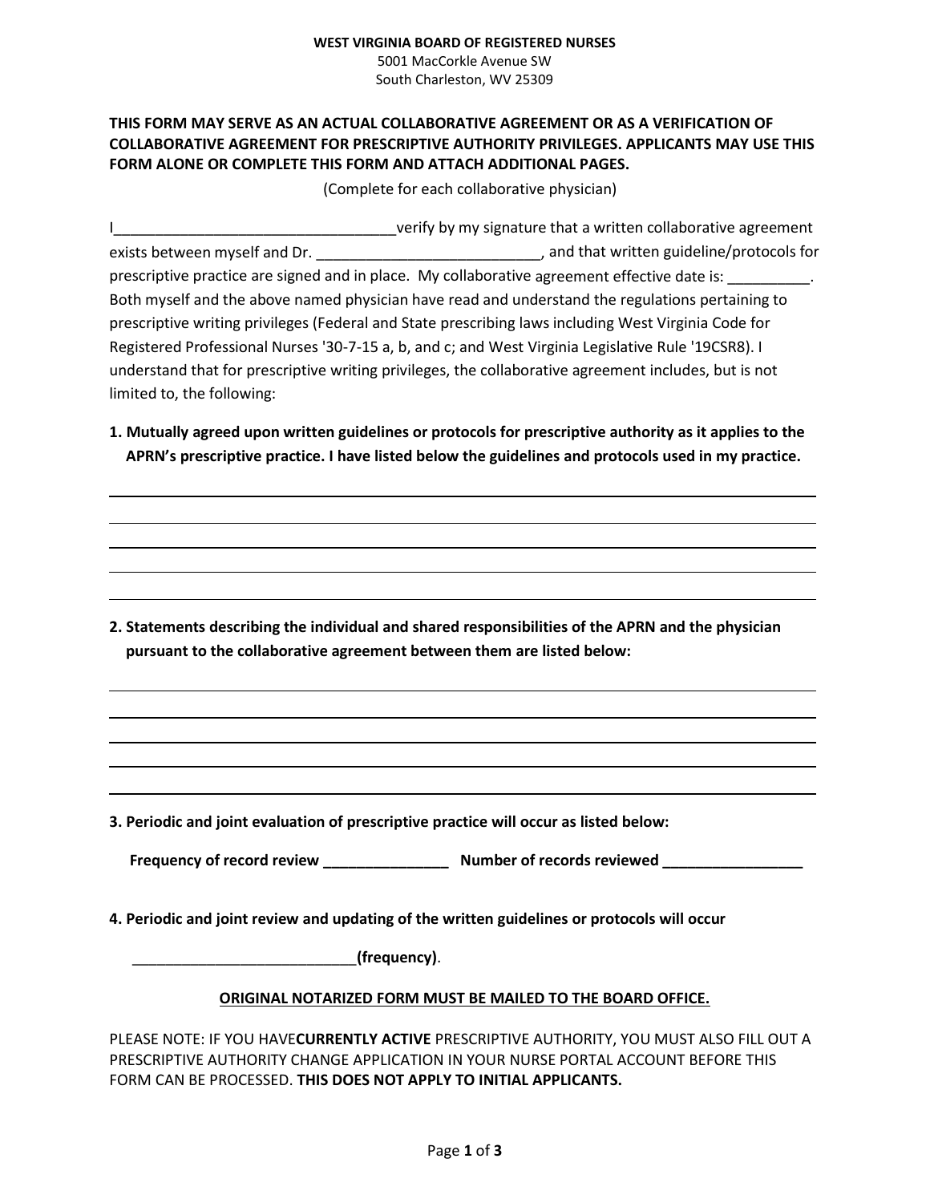**WEST VIRGINIA BOARD OF REGISTERED NURSES**
5001 MacCorkle Avenue SW
South Charleston, WV 25309

**THIS FORM MAY SERVE AS AN ACTUAL COLLABORATIVE AGREEMENT OR AS A VERIFICATION OF COLLABORATIVE AGREEMENT FOR PRESCRIPTIVE AUTHORITY PRIVILEGES. APPLICANTS MAY USE THIS FORM ALONE OR COMPLETE THIS FORM AND ATTACH ADDITIONAL PAGES.**

(Complete for each collaborative physician)

I__________________________________verify by my signature that a written collaborative agreement exists between myself and Dr. ___________________________, and that written guideline/protocols for prescriptive practice are signed and in place. My collaborative agreement effective date is: __________. Both myself and the above named physician have read and understand the regulations pertaining to prescriptive writing privileges (Federal and State prescribing laws including West Virginia Code for Registered Professional Nurses '30-7-15 a, b, and c; and West Virginia Legislative Rule '19CSR8). I understand that for prescriptive writing privileges, the collaborative agreement includes, but is not limited to, the following:

**1. Mutually agreed upon written guidelines or protocols for prescriptive authority as it applies to the APRN's prescriptive practice. I have listed below the guidelines and protocols used in my practice.**

______________________________________________________________________________

______________________________________________________________________________

______________________________________________________________________________

______________________________________________________________________________

______________________________________________________________________________

**2. Statements describing the individual and shared responsibilities of the APRN and the physician pursuant to the collaborative agreement between them are listed below:**

______________________________________________________________________________

______________________________________________________________________________

______________________________________________________________________________

______________________________________________________________________________

______________________________________________________________________________

**3. Periodic and joint evaluation of prescriptive practice will occur as listed below:**

**Frequency of record review _______________ Number of records reviewed _________________**

**4. Periodic and joint review and updating of the written guidelines or protocols will occur**

___________________________**(frequency)**.

**<u>ORIGINAL NOTARIZED FORM MUST BE MAILED TO THE BOARD OFFICE.</u>**

PLEASE NOTE: IF YOU HAVE**CURRENTLY ACTIVE** PRESCRIPTIVE AUTHORITY, YOU MUST ALSO FILL OUT A PRESCRIPTIVE AUTHORITY CHANGE APPLICATION IN YOUR NURSE PORTAL ACCOUNT BEFORE THIS FORM CAN BE PROCESSED. **THIS DOES NOT APPLY TO INITIAL APPLICANTS.**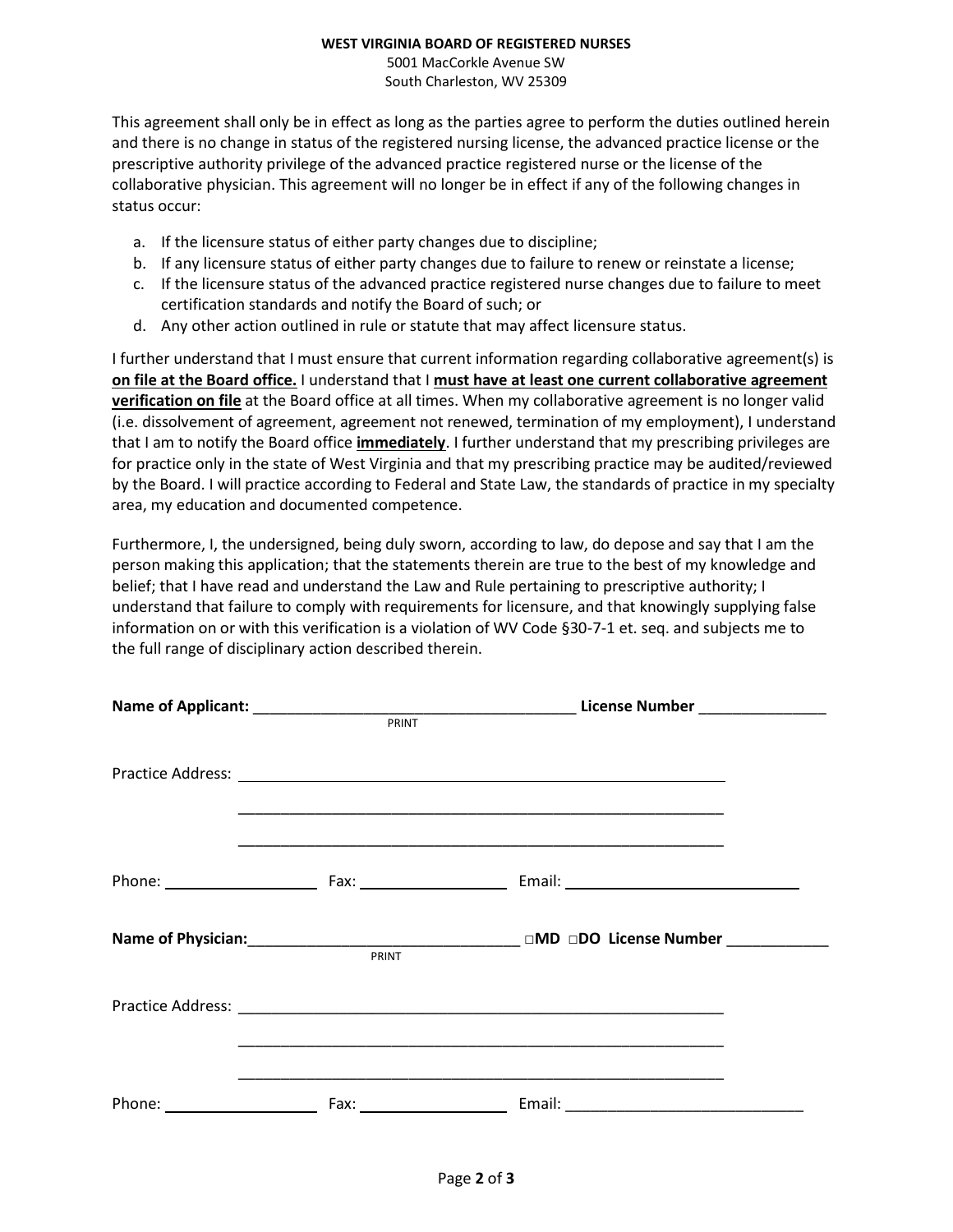**WEST VIRGINIA BOARD OF REGISTERED NURSES**
5001 MacCorkle Avenue SW
South Charleston, WV 25309

This agreement shall only be in effect as long as the parties agree to perform the duties outlined herein and there is no change in status of the registered nursing license, the advanced practice license or the prescriptive authority privilege of the advanced practice registered nurse or the license of the collaborative physician. This agreement will no longer be in effect if any of the following changes in status occur:

a. If the licensure status of either party changes due to discipline;
b. If any licensure status of either party changes due to failure to renew or reinstate a license;
c. If the licensure status of the advanced practice registered nurse changes due to failure to meet certification standards and notify the Board of such; or
d. Any other action outlined in rule or statute that may affect licensure status.

I further understand that I must ensure that current information regarding collaborative agreement(s) is **on file at the Board office.** I understand that I **must have at least one current collaborative agreement verification on file** at the Board office at all times. When my collaborative agreement is no longer valid (i.e. dissolvement of agreement, agreement not renewed, termination of my employment), I understand that I am to notify the Board office **immediately**. I further understand that my prescribing privileges are for practice only in the state of West Virginia and that my prescribing practice may be audited/reviewed by the Board. I will practice according to Federal and State Law, the standards of practice in my specialty area, my education and documented competence.

Furthermore, I, the undersigned, being duly sworn, according to law, do depose and say that I am the person making this application; that the statements therein are true to the best of my knowledge and belief; that I have read and understand the Law and Rule pertaining to prescriptive authority; I understand that failure to comply with requirements for licensure, and that knowingly supplying false information on or with this verification is a violation of WV Code §30-7-1 et. seq. and subjects me to the full range of disciplinary action described therein.

**Name of Applicant:** ______________________________________ **License Number** _______________
PRINT

Practice Address: ____________________________________________________________

____________________________________________________________

____________________________________________________________

Phone: __________________ Fax: _________________ Email: ____________________________

**Name of Physician:**________________________________ **□MD □DO License Number** ____________
PRINT

Practice Address: ____________________________________________________________

____________________________________________________________

____________________________________________________________

Phone: __________________ Fax: _________________ Email: ____________________________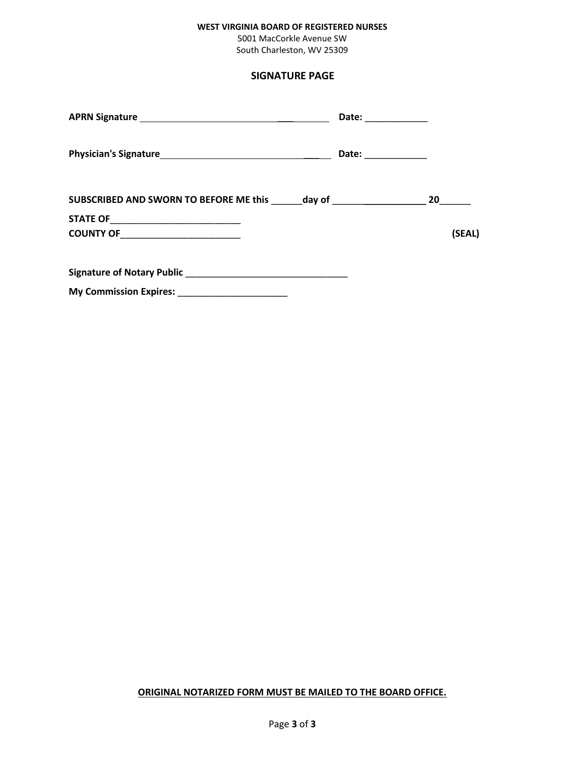**WEST VIRGINIA BOARD OF REGISTERED NURSES**
5001 MacCorkle Avenue SW
South Charleston, WV 25309

## SIGNATURE PAGE

**APRN Signature** ______________________________ **Date:** ____________

**Physician's Signature** ______________________________ **Date:** ____________

**SUBSCRIBED AND SWORN TO BEFORE ME this** ______**day of** ___________________ **20**______

**STATE OF**_________________________

**COUNTY OF**_______________________ **(SEAL)**

**Signature of Notary Public** _______________________________

**My Commission Expires:** _____________________

**ORIGINAL NOTARIZED FORM MUST BE MAILED TO THE BOARD OFFICE.**